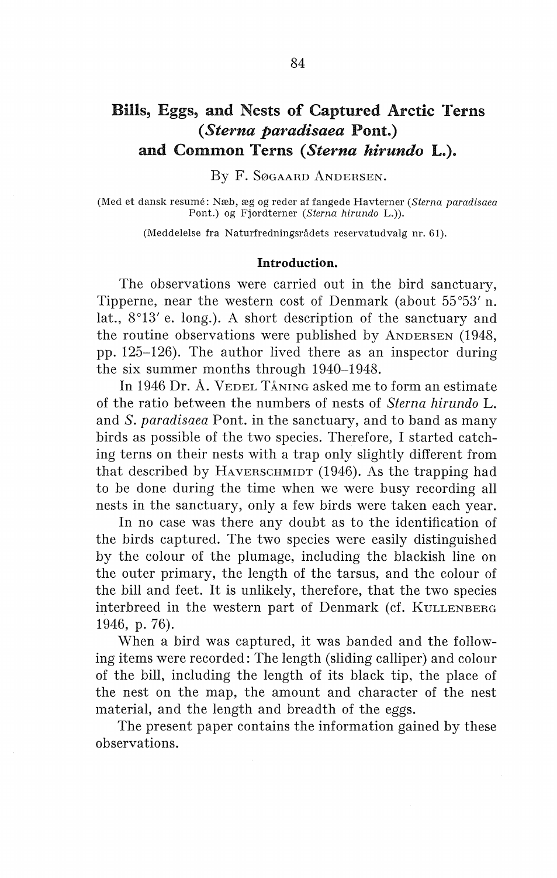# Bills, Eggs, and Nests of Captured Arctic Terns (*Sterna paradisaea* Pont.) and Common Terns (*Sterna hirundo* L.).

By F. Søgaard Andersen.

(Med et dansk resumé: Næb, æg og reder af fangede Havterner (*Sterna paradisaea* Pont.) og Fjordterner (*Sterna hirundo* L.)).

(Meddelelse fra Naturfredningsrådets reservatudvalg nr. 61).

## Introduction.

The observations were carried out in the bird sanctuary, Tipperne, near the western cost of Denmark (about 55°53′ n. lat., 8°13′ e. long.). A short description of the sanctuary and the routine observations were published by Andersen (1948, pp. 125–126). The author lived there as an inspector during the six summer months through 1940–1948.

In 1946 Dr. Å. Vedel Tåning asked me to form an estimate of the ratio between the numbers of nests of *Sterna hirundo* L. and *S. paradisaea* Pont. in the sanctuary, and to band as many birds as possible of the two species. Therefore, I started catching terns on their nests with a trap only slightly different from that described by Haverschmidt (1946). As the trapping had to be done during the time when we were busy recording all nests in the sanctuary, only a few birds were taken each year.

In no case was there any doubt as to the identification of the birds captured. The two species were easily distinguished by the colour of the plumage, including the blackish line on the outer primary, the length of the tarsus, and the colour of the bill and feet. It is unlikely, therefore, that the two species interbreed in the western part of Denmark (cf. Kullenberg 1946, p. 76).

When a bird was captured, it was banded and the following items were recorded: The length (sliding calliper) and colour of the bill, including the length of its black tip, the place of the nest on the map, the amount and character of the nest material, and the length and breadth of the eggs.

The present paper contains the information gained by these observations.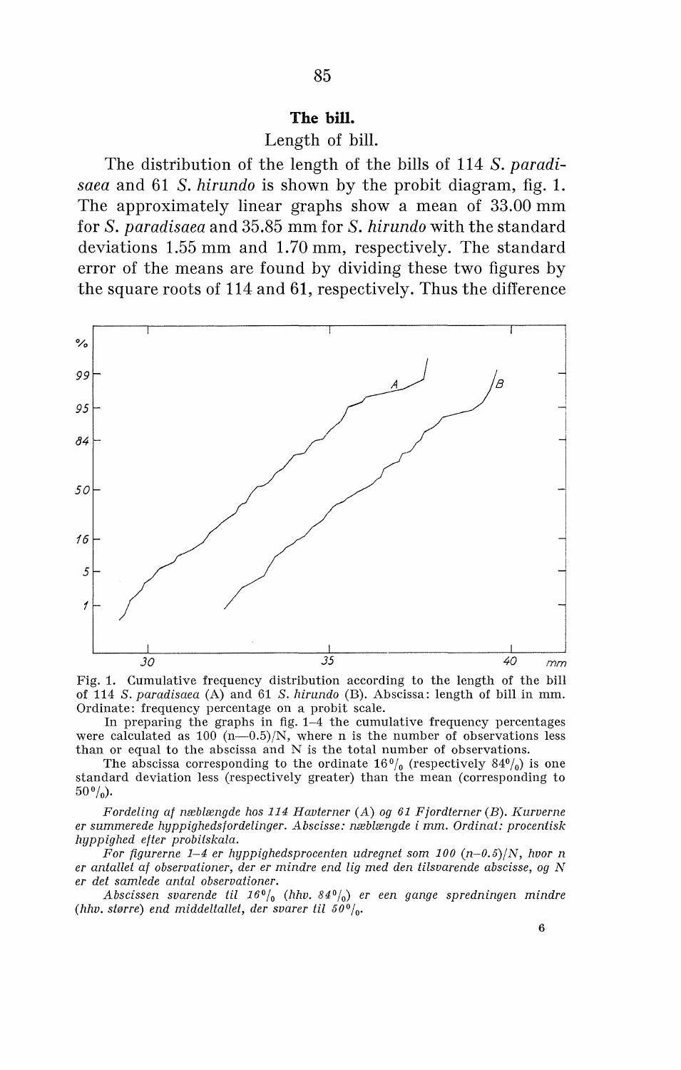## The bill.

### Length of bill.

The distribution of the length of the bills of 114 *S. paradisaea* and 61 *S. hirundo* is shown by the probit diagram, fig. 1. The approximately linear graphs show a mean of 33.00 mm for *S. paradisaea* and 35.85 mm for *S. hirundo* with the standard deviations 1.55 mm and 1.70 mm, respectively. The standard error of the means are found by dividing these two figures by the square roots of 114 and 61, respectively. Thus the difference

Fig. 1. Cumulative frequency distribution according to the length of the bill of 114 *S. paradisaea* (A) and 61 *S. hirundo* (B). Abscissa: length of bill in mm. Ordinate: frequency percentage on a probit scale.

In preparing the graphs in fig. 1–4 the cumulative frequency percentages were calculated as $100\,(n-0.5)/N$, where n is the number of observations less than or equal to the abscissa and N is the total number of observations.

The abscissa corresponding to the ordinate 16% (respectively 84%) is one standard deviation less (respectively greater) than the mean (corresponding to 50%).

*Fordeling af næblængde hos 114 Havterner (A) og 61 Fjordterner (B). Kurverne er summerede hyppighedsfordelinger. Abscisse: næblængde i mm. Ordinat: procentisk hyppighed efter probitskala.*

*For figurerne 1–4 er hyppighedsprocenten udregnet som 100 $(n-0.5)/N$, hvor n er antallet af observationer, der er mindre end lig med den tilsvarende abscisse, og N er det samlede antal observationer.*

*Abscissen svarende til 16% (hhv. 84%) er een gange spredningen mindre (hhv. større) end middeltallet, der svarer til 50%.*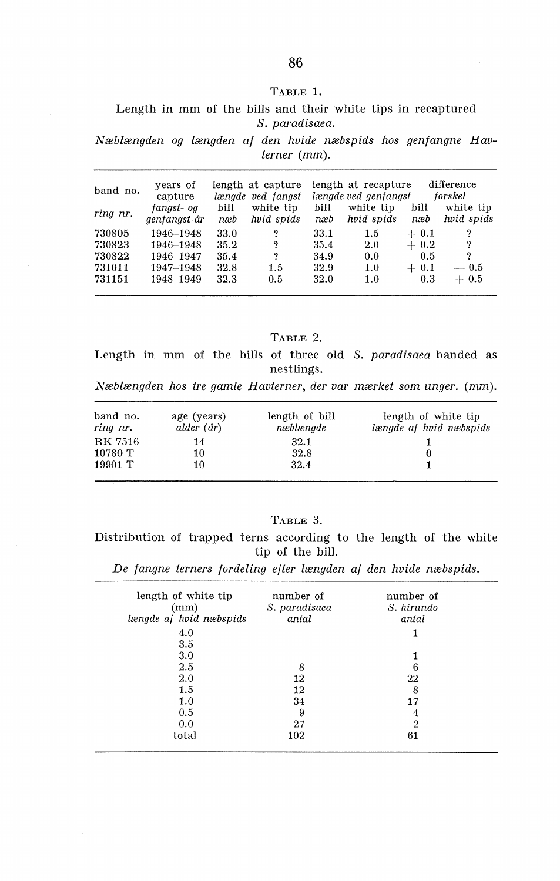TABLE 1.

Length in mm of the bills and their white tips in recaptured *S. paradisaea*.

*Næblængden og længden af den hvide næbspids hos genfangne Havterner (mm).*

| band no. *ring nr.* | years of capture *fangst- og genfangst-år* | length at capture *længde ved fangst* | | length at recapture *længde ved genfangst* | | difference *forskel* | |
|---|---|---|---|---|---|---|---|
| | | bill *næb* | white tip *hvid spids* | bill *næb* | white tip *hvid spids* | bill *næb* | white tip *hvid spids* |
| 730805 | 1946–1948 | 33.0 | ? | 33.1 | 1.5 | + 0.1 | ? |
| 730823 | 1946–1948 | 35.2 | ? | 35.4 | 2.0 | + 0.2 | ? |
| 730822 | 1946–1947 | 35.4 | ? | 34.9 | 0.0 | — 0.5 | ? |
| 731011 | 1947–1948 | 32.8 | 1.5 | 32.9 | 1.0 | + 0.1 | — 0.5 |
| 731151 | 1948–1949 | 32.3 | 0.5 | 32.0 | 1.0 | — 0.3 | + 0.5 |

TABLE 2.

Length in mm of the bills of three old *S. paradisaea* banded as nestlings.

*Næblængden hos tre gamle Havterner, der var mærket som unger. (mm).*

| band no. *ring nr.* | age (years) *alder (år)* | length of bill *næblængde* | length of white tip *længde af hvid næbspids* |
|---|---|---|---|
| RK 7516 | 14 | 32.1 | 1 |
| 10780 T | 10 | 32.8 | 0 |
| 19901 T | 10 | 32.4 | 1 |

TABLE 3.

Distribution of trapped terns according to the length of the white tip of the bill.

*De fangne terners fordeling efter længden af den hvide næbspids.*

| length of white tip (mm) *længde af hvid næbspids* | number of *S. paradisaea* *antal* | number of *S. hirundo* *antal* |
|---|---|---|
| 4.0 | | 1 |
| 3.5 | | |
| 3.0 | | 1 |
| 2.5 | 8 | 6 |
| 2.0 | 12 | 22 |
| 1.5 | 12 | 8 |
| 1.0 | 34 | 17 |
| 0.5 | 9 | 4 |
| 0.0 | 27 | 2 |
| total | 102 | 61 |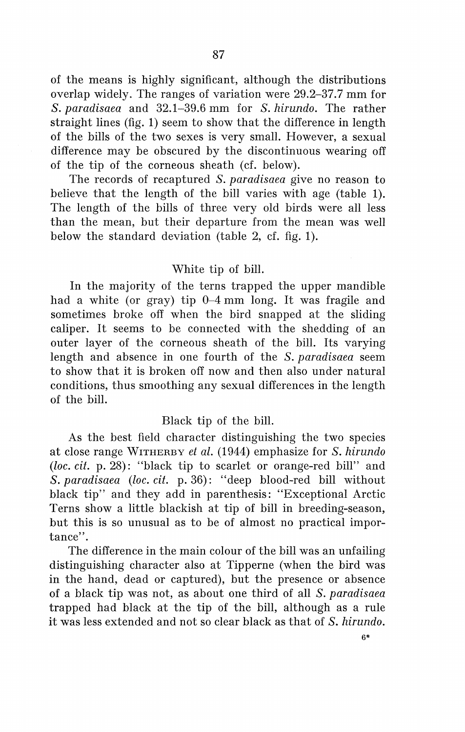of the means is highly significant, although the distributions overlap widely. The ranges of variation were 29.2–37.7 mm for *S. paradisaea* and 32.1–39.6 mm for *S. hirundo*. The rather straight lines (fig. 1) seem to show that the difference in length of the bills of the two sexes is very small. However, a sexual difference may be obscured by the discontinuous wearing off of the tip of the corneous sheath (cf. below).

The records of recaptured *S. paradisaea* give no reason to believe that the length of the bill varies with age (table 1). The length of the bills of three very old birds were all less than the mean, but their departure from the mean was well below the standard deviation (table 2, cf. fig. 1).

### White tip of bill.

In the majority of the terns trapped the upper mandible had a white (or gray) tip 0–4 mm long. It was fragile and sometimes broke off when the bird snapped at the sliding caliper. It seems to be connected with the shedding of an outer layer of the corneous sheath of the bill. Its varying length and absence in one fourth of the *S. paradisaea* seem to show that it is broken off now and then also under natural conditions, thus smoothing any sexual differences in the length of the bill.

### Black tip of the bill.

As the best field character distinguishing the two species at close range WITHERBY *et al.* (1944) emphasize for *S. hirundo* (*loc. cit.* p. 28): "black tip to scarlet or orange-red bill" and *S. paradisaea* (*loc. cit.* p. 36): "deep blood-red bill without black tip" and they add in parenthesis: "Exceptional Arctic Terns show a little blackish at tip of bill in breeding-season, but this is so unusual as to be of almost no practical importance".

The difference in the main colour of the bill was an unfailing distinguishing character also at Tipperne (when the bird was in the hand, dead or captured), but the presence or absence of a black tip was not, as about one third of all *S. paradisaea* trapped had black at the tip of the bill, although as a rule it was less extended and not so clear black as that of *S. hirundo*.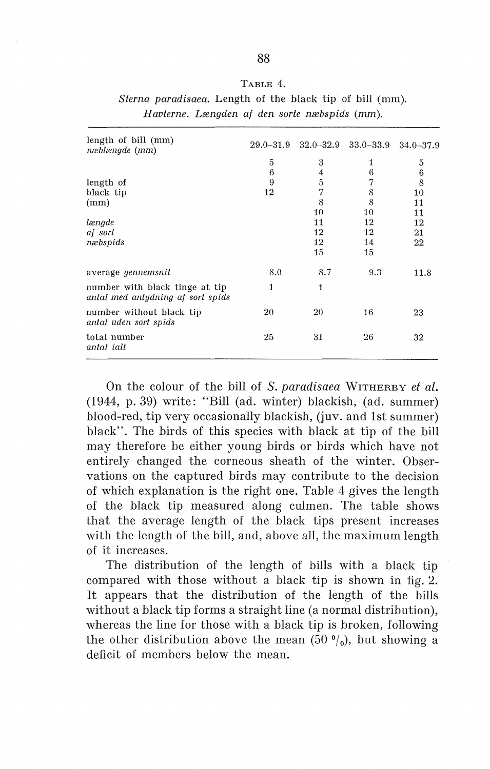TABLE 4.

*Sterna paradisaea*. Length of the black tip of bill (mm).
*Havterne. Længden af den sorte næbspids (mm).*

| length of bill (mm) *næblængde (mm)* | 29.0–31.9 | 32.0–32.9 | 33.0–33.9 | 34.0–37.9 |
|---|---|---|---|---|
| length of black tip (mm) *længde af sort næbspids* | 5 | 3 | 1 | 5 |
| | 6 | 4 | 6 | 6 |
| | 9 | 5 | 7 | 8 |
| | 12 | 7 | 8 | 10 |
| | | 8 | 8 | 11 |
| | | 10 | 10 | 11 |
| | | 11 | 12 | 12 |
| | | 12 | 12 | 21 |
| | | 12 | 14 | 22 |
| | | 15 | 15 | |
| average *gennemsnit* | 8.0 | 8.7 | 9.3 | 11.8 |
| number with black tinge at tip *antal med antydning af sort spids* | 1 | 1 | | |
| number without black tip *antal uden sort spids* | 20 | 20 | 16 | 23 |
| total number *antal ialt* | 25 | 31 | 26 | 32 |

On the colour of the bill of *S. paradisaea* WITHERBY *et al.* (1944, p. 39) write: "Bill (ad. winter) blackish, (ad. summer) blood-red, tip very occasionally blackish, (juv. and 1st summer) black". The birds of this species with black at tip of the bill may therefore be either young birds or birds which have not entirely changed the corneous sheath of the winter. Observations on the captured birds may contribute to the decision of which explanation is the right one. Table 4 gives the length of the black tip measured along culmen. The table shows that the average length of the black tips present increases with the length of the bill, and, above all, the maximum length of it increases.

The distribution of the length of bills with a black tip compared with those without a black tip is shown in fig. 2. It appears that the distribution of the length of the bills without a black tip forms a straight line (a normal distribution), whereas the line for those with a black tip is broken, following the other distribution above the mean (50 %), but showing a deficit of members below the mean.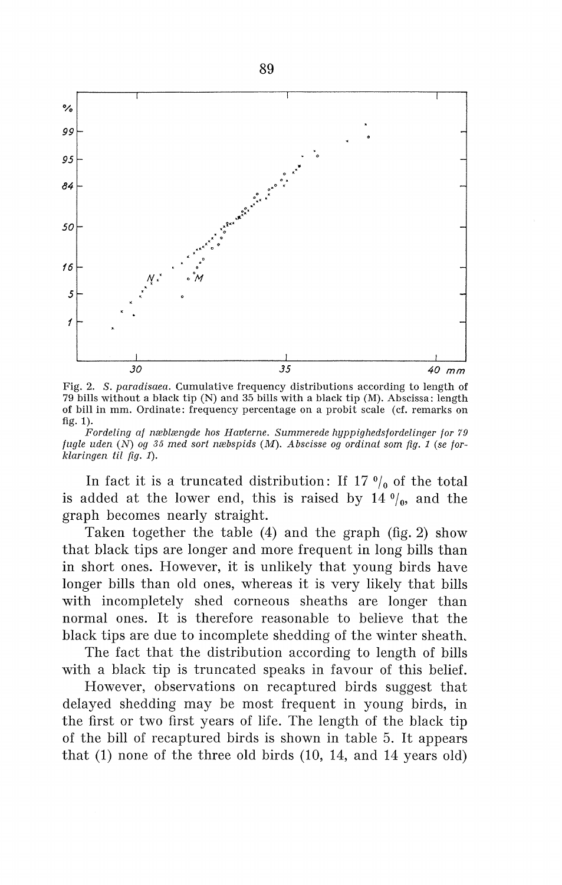Fig. 2. *S. paradisaea*. Cumulative frequency distributions according to length of 79 bills without a black tip (N) and 35 bills with a black tip (M). Abscissa: length of bill in mm. Ordinate: frequency percentage on a probit scale (cf. remarks on fig. 1).

*Fordeling af næblængde hos Havterne. Summerede hyppighedsfordelinger for 79 fugle uden (N) og 35 med sort næbspids (M). Abscisse og ordinat som fig. 1 (se forklaringen til fig. 1).*

In fact it is a truncated distribution: If 17 % of the total is added at the lower end, this is raised by 14 %, and the graph becomes nearly straight.

Taken together the table (4) and the graph (fig. 2) show that black tips are longer and more frequent in long bills than in short ones. However, it is unlikely that young birds have longer bills than old ones, whereas it is very likely that bills with incompletely shed corneous sheaths are longer than normal ones. It is therefore reasonable to believe that the black tips are due to incomplete shedding of the winter sheath.

The fact that the distribution according to length of bills with a black tip is truncated speaks in favour of this belief.

However, observations on recaptured birds suggest that delayed shedding may be most frequent in young birds, in the first or two first years of life. The length of the black tip of the bill of recaptured birds is shown in table 5. It appears that (1) none of the three old birds (10, 14, and 14 years old)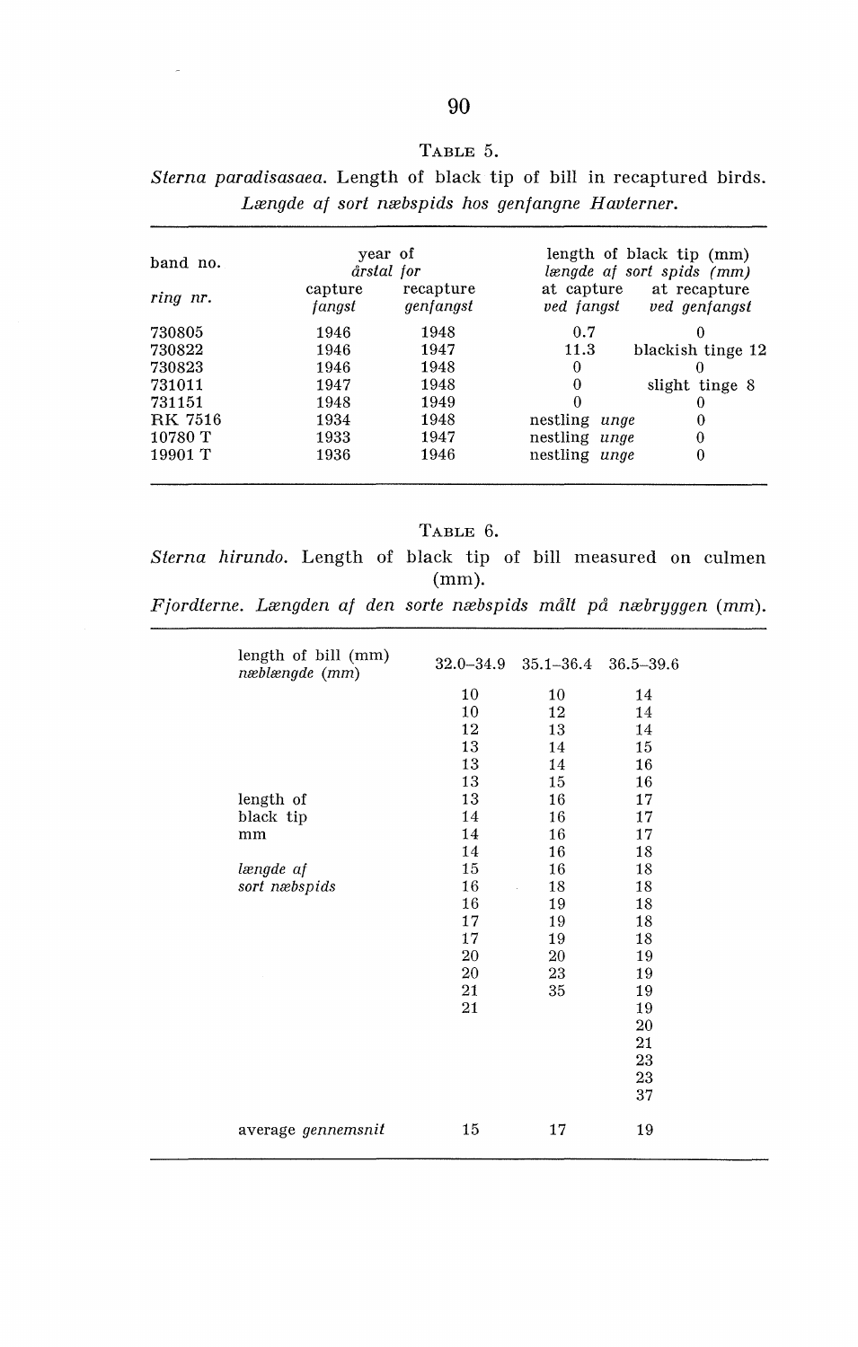TABLE 5.

*Sterna paradisasaea.* Length of black tip of bill in recaptured birds.
*Længde af sort næbspids hos genfangne Havterner.*

| band no. / *ring nr.* | year of / *årstal for* | | length of black tip (mm) / *længde af sort spids (mm)* | |
|---|---|---|---|---|
| | capture / *fangst* | recapture / *genfangst* | at capture / *ved fangst* | at recapture / *ved genfangst* |
| 730805 | 1946 | 1948 | 0.7 | 0 |
| 730822 | 1946 | 1947 | 11.3 | blackish tinge 12 |
| 730823 | 1946 | 1948 | 0 | 0 |
| 731011 | 1947 | 1948 | 0 | slight tinge 8 |
| 731151 | 1948 | 1949 | 0 | 0 |
| RK 7516 | 1934 | 1948 | nestling *unge* | 0 |
| 10780 T | 1933 | 1947 | nestling *unge* | 0 |
| 19901 T | 1936 | 1946 | nestling *unge* | 0 |

TABLE 6.

*Sterna hirundo.* Length of black tip of bill measured on culmen (mm).
*Fjordterne. Længden af den sorte næbspids målt på næbryggen (mm).*

| length of bill (mm) *næblængde (mm)* | 32.0–34.9 | 35.1–36.4 | 36.5–39.6 |
|---|---|---|---|
| | 10 | 10 | 14 |
| | 10 | 12 | 14 |
| | 12 | 13 | 14 |
| | 13 | 14 | 15 |
| | 13 | 14 | 16 |
| | 13 | 15 | 16 |
| length of | 13 | 16 | 17 |
| black tip | 14 | 16 | 17 |
| mm | 14 | 16 | 17 |
| | 14 | 16 | 18 |
| *længde af* | 15 | 16 | 18 |
| *sort næbspids* | 16 | 18 | 18 |
| | 16 | 19 | 18 |
| | 17 | 19 | 18 |
| | 17 | 19 | 18 |
| | 20 | 20 | 19 |
| | 20 | 23 | 19 |
| | 21 | 35 | 19 |
| | 21 | | 19 |
| | | | 20 |
| | | | 21 |
| | | | 23 |
| | | | 23 |
| | | | 37 |
| average *gennemsnit* | 15 | 17 | 19 |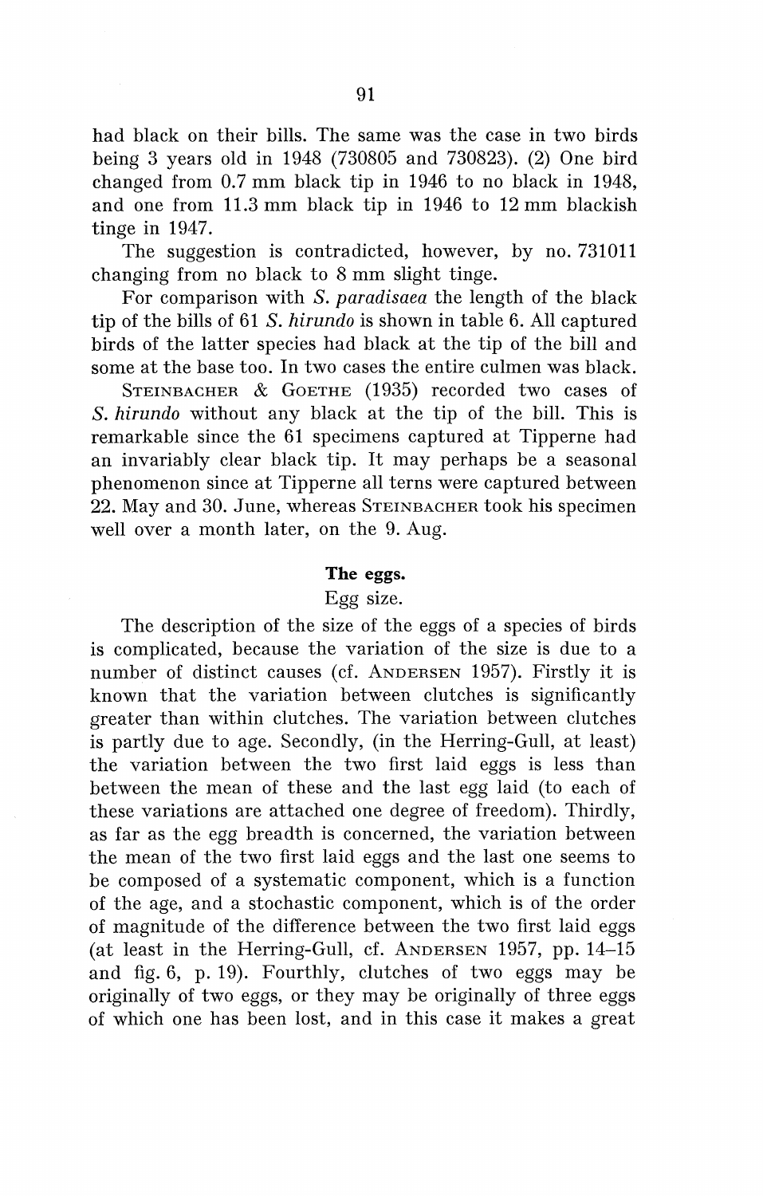had black on their bills. The same was the case in two birds being 3 years old in 1948 (730805 and 730823). (2) One bird changed from 0.7 mm black tip in 1946 to no black in 1948, and one from 11.3 mm black tip in 1946 to 12 mm blackish tinge in 1947.

The suggestion is contradicted, however, by no. 731011 changing from no black to 8 mm slight tinge.

For comparison with *S. paradisaea* the length of the black tip of the bills of 61 *S. hirundo* is shown in table 6. All captured birds of the latter species had black at the tip of the bill and some at the base too. In two cases the entire culmen was black.

Steinbacher & Goethe (1935) recorded two cases of *S. hirundo* without any black at the tip of the bill. This is remarkable since the 61 specimens captured at Tipperne had an invariably clear black tip. It may perhaps be a seasonal phenomenon since at Tipperne all terns were captured between 22. May and 30. June, whereas Steinbacher took his specimen well over a month later, on the 9. Aug.

## The eggs.

### Egg size.

The description of the size of the eggs of a species of birds is complicated, because the variation of the size is due to a number of distinct causes (cf. Andersen 1957). Firstly it is known that the variation between clutches is significantly greater than within clutches. The variation between clutches is partly due to age. Secondly, (in the Herring-Gull, at least) the variation between the two first laid eggs is less than between the mean of these and the last egg laid (to each of these variations are attached one degree of freedom). Thirdly, as far as the egg breadth is concerned, the variation between the mean of the two first laid eggs and the last one seems to be composed of a systematic component, which is a function of the age, and a stochastic component, which is of the order of magnitude of the difference between the two first laid eggs (at least in the Herring-Gull, cf. Andersen 1957, pp. 14–15 and fig. 6, p. 19). Fourthly, clutches of two eggs may be originally of two eggs, or they may be originally of three eggs of which one has been lost, and in this case it makes a great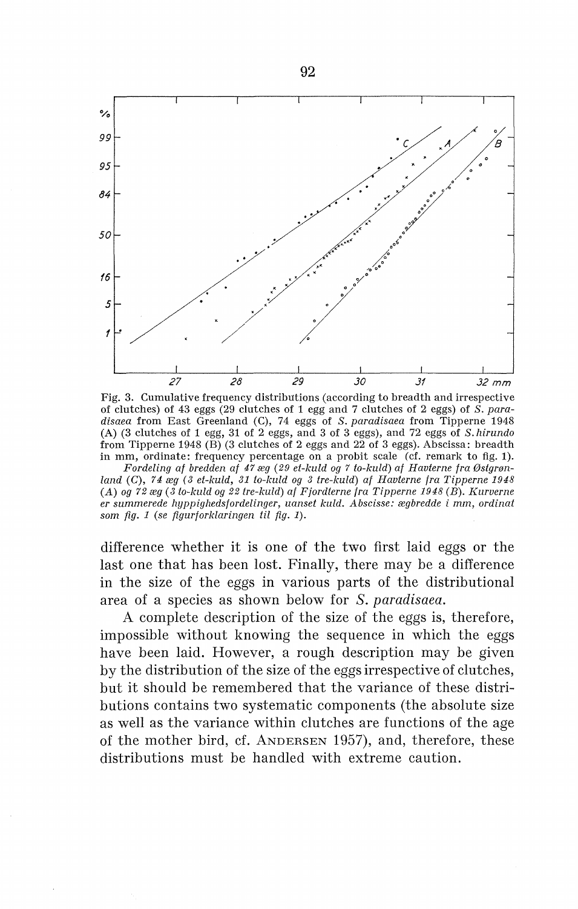Fig. 3. Cumulative frequency distributions (according to breadth and irrespective of clutches) of 43 eggs (29 clutches of 1 egg and 7 clutches of 2 eggs) of *S. paradisaea* from East Greenland (C), 74 eggs of *S. paradisaea* from Tipperne 1948 (A) (3 clutches of 1 egg, 31 of 2 eggs, and 3 of 3 eggs), and 72 eggs of *S. hirundo* from Tipperne 1948 (B) (3 clutches of 2 eggs and 22 of 3 eggs). Abscissa: breadth in mm, ordinate: frequency percentage on a probit scale (cf. remark to fig. 1).

*Fordeling af bredden af 47 æg (29 et-kuld og 7 to-kuld) af Havterne fra Østgrønland (C), 74 æg (3 et-kuld, 31 to-kuld og 3 tre-kuld) af Havterne fra Tipperne 1948 (A) og 72 æg (3 to-kuld og 22 tre-kuld) af Fjordterne fra Tipperne 1948 (B). Kurverne er summerede hyppighedsfordelinger, uanset kuld. Abscisse: ægbredde i mm, ordinat som fig. 1 (se figurforklaringen til fig. 1).*

difference whether it is one of the two first laid eggs or the last one that has been lost. Finally, there may be a difference in the size of the eggs in various parts of the distributional area of a species as shown below for *S. paradisaea*.

A complete description of the size of the eggs is, therefore, impossible without knowing the sequence in which the eggs have been laid. However, a rough description may be given by the distribution of the size of the eggs irrespective of clutches, but it should be remembered that the variance of these distributions contains two systematic components (the absolute size as well as the variance within clutches are functions of the age of the mother bird, cf. ANDERSEN 1957), and, therefore, these distributions must be handled with extreme caution.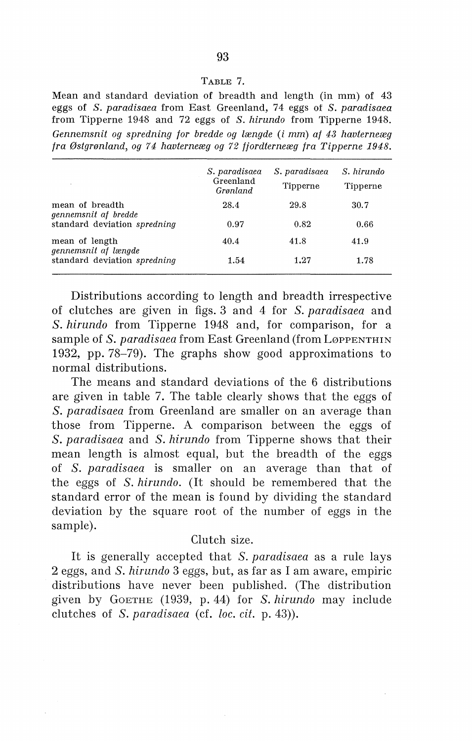TABLE 7.

Mean and standard deviation of breadth and length (in mm) of 43 eggs of *S. paradisaea* from East Greenland, 74 eggs of *S. paradisaea* from Tipperne 1948 and 72 eggs of *S. hirundo* from Tipperne 1948.
*Gennemsnit og spredning for bredde og længde (i mm) af 43 havterneæg fra Østgrønland, og 74 havterneæg og 72 fjordterneæg fra Tipperne 1948.*

| | *S. paradisaea* Greenland *Grønland* | *S. paradisaea* Tipperne | *S. hirundo* Tipperne |
|---|---|---|---|
| mean of breadth *gennemsnit af bredde* | 28.4 | 29.8 | 30.7 |
| standard deviation *spredning* | 0.97 | 0.82 | 0.66 |
| mean of length *gennemsnit af længde* | 40.4 | 41.8 | 41.9 |
| standard deviation *spredning* | 1.54 | 1.27 | 1.78 |

Distributions according to length and breadth irrespective of clutches are given in figs. 3 and 4 for *S. paradisaea* and *S. hirundo* from Tipperne 1948 and, for comparison, for a sample of *S. paradisaea* from East Greenland (from LØPPENTHIN 1932, pp. 78–79). The graphs show good approximations to normal distributions.

The means and standard deviations of the 6 distributions are given in table 7. The table clearly shows that the eggs of *S. paradisaea* from Greenland are smaller on an average than those from Tipperne. A comparison between the eggs of *S. paradisaea* and *S. hirundo* from Tipperne shows that their mean length is almost equal, but the breadth of the eggs of *S. paradisaea* is smaller on an average than that of the eggs of *S. hirundo*. (It should be remembered that the standard error of the mean is found by dividing the standard deviation by the square root of the number of eggs in the sample).

## Clutch size.

It is generally accepted that *S. paradisaea* as a rule lays 2 eggs, and *S. hirundo* 3 eggs, but, as far as I am aware, empiric distributions have never been published. (The distribution given by GOETHE (1939, p. 44) for *S. hirundo* may include clutches of *S. paradisaea* (cf. *loc. cit.* p. 43)).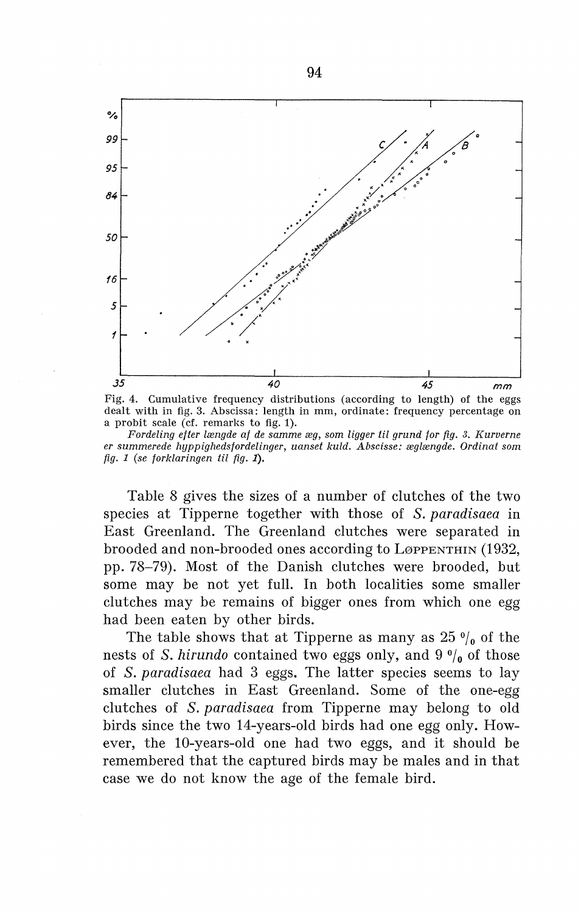Fig. 4. Cumulative frequency distributions (according to length) of the eggs dealt with in fig. 3. Abscissa: length in mm, ordinate: frequency percentage on a probit scale (cf. remarks to fig. 1).

*Fordeling efter længde af de samme æg, som ligger til grund for fig. 3. Kurverne er summerede hyppighedsfordelinger, uanset kuld. Abscisse: æglængde. Ordinat som fig. 1 (se forklaringen til fig. 1).*

Table 8 gives the sizes of a number of clutches of the two species at Tipperne together with those of *S. paradisaea* in East Greenland. The Greenland clutches were separated in brooded and non-brooded ones according to LØPPENTHIN (1932, pp. 78–79). Most of the Danish clutches were brooded, but some may be not yet full. In both localities some smaller clutches may be remains of bigger ones from which one egg had been eaten by other birds.

The table shows that at Tipperne as many as 25 % of the nests of *S. hirundo* contained two eggs only, and 9 % of those of *S. paradisaea* had 3 eggs. The latter species seems to lay smaller clutches in East Greenland. Some of the one-egg clutches of *S. paradisaea* from Tipperne may belong to old birds since the two 14-years-old birds had one egg only. However, the 10-years-old one had two eggs, and it should be remembered that the captured birds may be males and in that case we do not know the age of the female bird.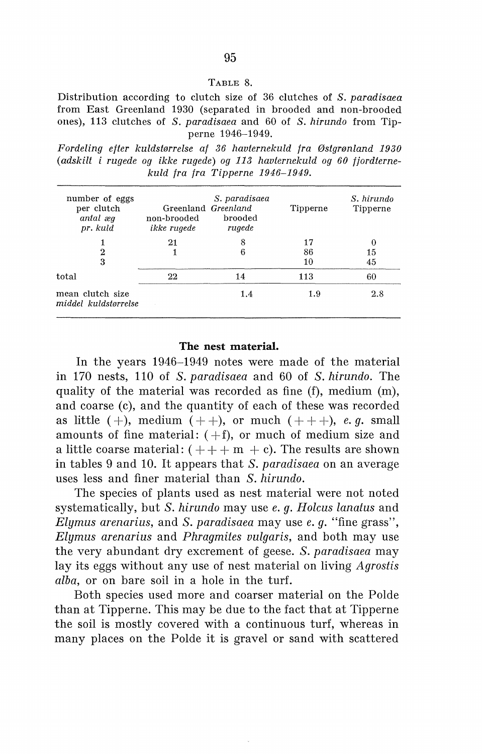TABLE 8.

Distribution according to clutch size of 36 clutches of *S. paradisaea* from East Greenland 1930 (separated in brooded and non-brooded ones), 113 clutches of *S. paradisaea* and 60 of *S. hirundo* from Tipperne 1946–1949.

*Fordeling efter kuldstørrelse af 36 havternekuld fra Østgrønland 1930 (adskilt i rugede og ikke rugede) og 113 havternekuld og 60 fjordternekuld fra fra Tipperne 1946–1949.*

| number of eggs per clutch *antal æg pr. kuld* | *S. paradisaea* Greenland non-brooded *ikke rugede* | *Greenland* brooded *rugede* | Tipperne | *S. hirundo* Tipperne |
|---|---|---|---|---|
| 1 | 21 | 8 | 17 | 0 |
| 2 | 1 | 6 | 86 | 15 |
| 3 | | | 10 | 45 |
| total | 22 | 14 | 113 | 60 |
| mean clutch size *middel kuldstørrelse* | | 1.4 | 1.9 | 2.8 |

**The nest material.**

In the years 1946–1949 notes were made of the material in 170 nests, 110 of *S. paradisaea* and 60 of *S. hirundo*. The quality of the material was recorded as fine (f), medium (m), and coarse (c), and the quantity of each of these was recorded as little (+), medium (++), or much (+++), *e. g.* small amounts of fine material: (+f), or much of medium size and a little coarse material: (+++ m + c). The results are shown in tables 9 and 10. It appears that *S. paradisaea* on an average uses less and finer material than *S. hirundo*.

The species of plants used as nest material were not noted systematically, but *S. hirundo* may use *e. g. Holcus lanatus* and *Elymus arenarius*, and *S. paradisaea* may use *e. g.* "fine grass", *Elymus arenarius* and *Phragmites vulgaris*, and both may use the very abundant dry excrement of geese. *S. paradisaea* may lay its eggs without any use of nest material on living *Agrostis alba*, or on bare soil in a hole in the turf.

Both species used more and coarser material on the Polde than at Tipperne. This may be due to the fact that at Tipperne the soil is mostly covered with a continuous turf, whereas in many places on the Polde it is gravel or sand with scattered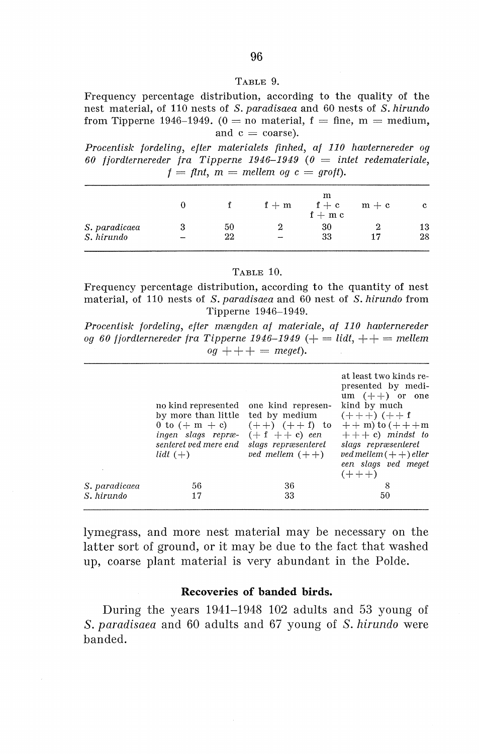Table 9.

Frequency percentage distribution, according to the quality of the nest material, of 110 nests of *S. paradisaea* and 60 nests of *S. hirundo* from Tipperne 1946–1949. (0 = no material, f = fine, m = medium, and c = coarse).

*Procentisk fordeling, efter materialets finhed, af 110 havternereder og 60 fjordternereder fra Tipperne 1946–1949 (0 = intet redemateriale, f = fint, m = mellem og c = groft).*

| | 0 | f | f + m | m f + c f + m c | m + c | c |
|---|---|---|---|---|---|---|
| *S. paradicaea* | 3 | 50 | 2 | 30 | 2 | 13 |
| *S. hirundo* | – | 22 | – | 33 | 17 | 28 |

Table 10.

Frequency percentage distribution, according to the quantity of nest material, of 110 nests of *S. paradisaea* and 60 nest of *S. hirundo* from Tipperne 1946–1949.

*Procentisk fordeling, efter mængden af materiale, af 110 havternereder og 60 fjordternereder fra Tipperne 1946–1949 (+ = lidt, ++ = mellem og +++ = meget).*

| | no kind represented by more than little 0 to (+ m + c) *ingen slags repræsenteret ved mere end lidt (+)* | one kind represented by medium (++) (++ f) to (+ f ++ c) *een slags repræsenteret ved mellem (++)* | at least two kinds represented by medium (++) or one kind by much (+++) (++ f ++ m) to (+++m +++ c) *mindst to slags repræsenteret ved mellem (++) eller een slags ved meget (+++)* |
|---|---|---|---|
| *S. paradicaea* | 56 | 36 | 8 |
| *S. hirundo* | 17 | 33 | 50 |

lymegrass, and more nest material may be necessary on the latter sort of ground, or it may be due to the fact that washed up, coarse plant material is very abundant in the Polde.

### Recoveries of banded birds.

During the years 1941–1948 102 adults and 53 young of *S. paradisaea* and 60 adults and 67 young of *S. hirundo* were banded.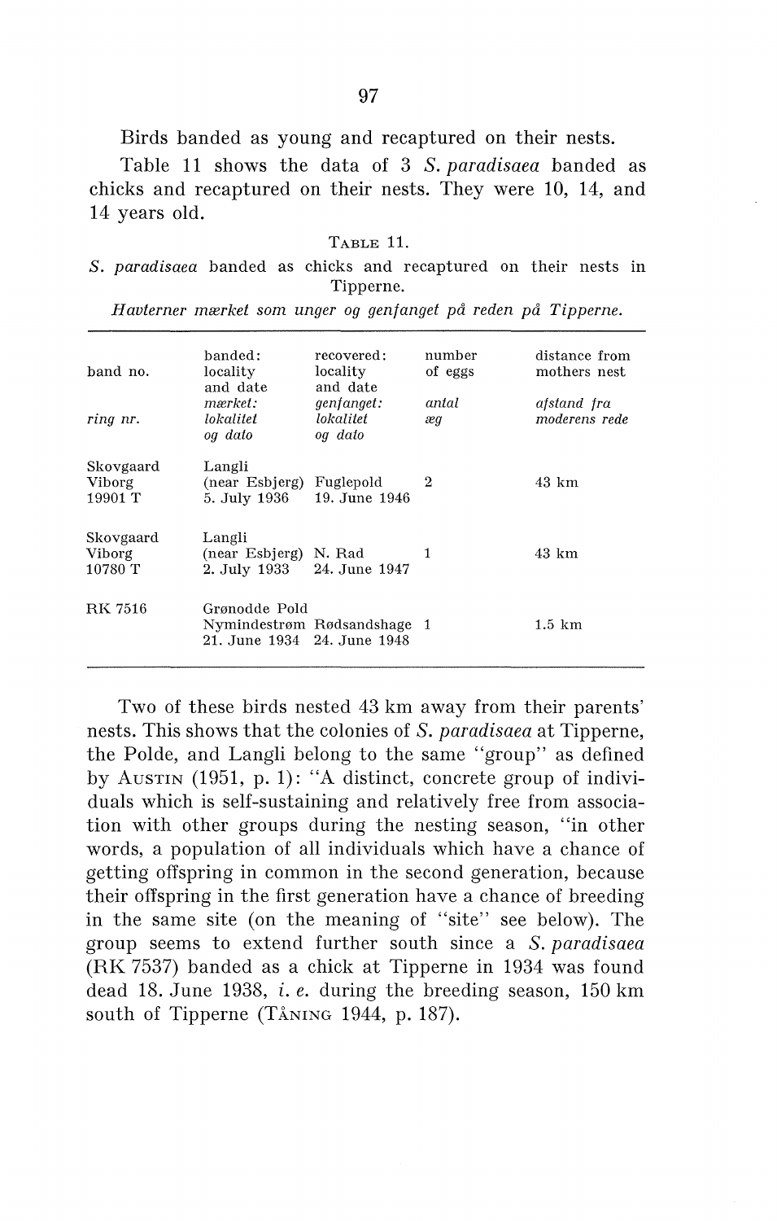Birds banded as young and recaptured on their nests.

Table 11 shows the data of 3 *S. paradisaea* banded as chicks and recaptured on their nests. They were 10, 14, and 14 years old.

TABLE 11.

*S. paradisaea* banded as chicks and recaptured on their nests in Tipperne.

*Havterner mærket som unger og genfanget på reden på Tipperne.*

| band no. *ring nr.* | banded: locality and date *mærket: lokalitet og dato* | recovered: locality and date *genfanget: lokalitet og dato* | number of eggs *antal æg* | distance from mothers nest *afstand fra moderens rede* |
|---|---|---|---|---|
| Skovgaard Viborg 19901 T | Langli (near Esbjerg) 5. July 1936 | Fuglepold 19. June 1946 | 2 | 43 km |
| Skovgaard Viborg 10780 T | Langli (near Esbjerg) 2. July 1933 | N. Rad 24. June 1947 | 1 | 43 km |
| RK 7516 | Grønodde Pold Nymindestrøm 21. June 1934 | Rødsandshage 24. June 1948 | 1 | 1.5 km |

Two of these birds nested 43 km away from their parents' nests. This shows that the colonies of *S. paradisaea* at Tipperne, the Polde, and Langli belong to the same "group" as defined by AUSTIN (1951, p. 1): "A distinct, concrete group of individuals which is self-sustaining and relatively free from association with other groups during the nesting season, "in other words, a population of all individuals which have a chance of getting offspring in common in the second generation, because their offspring in the first generation have a chance of breeding in the same site (on the meaning of "site" see below). The group seems to extend further south since a *S. paradisaea* (RK 7537) banded as a chick at Tipperne in 1934 was found dead 18. June 1938, *i. e.* during the breeding season, 150 km south of Tipperne (TÅNING 1944, p. 187).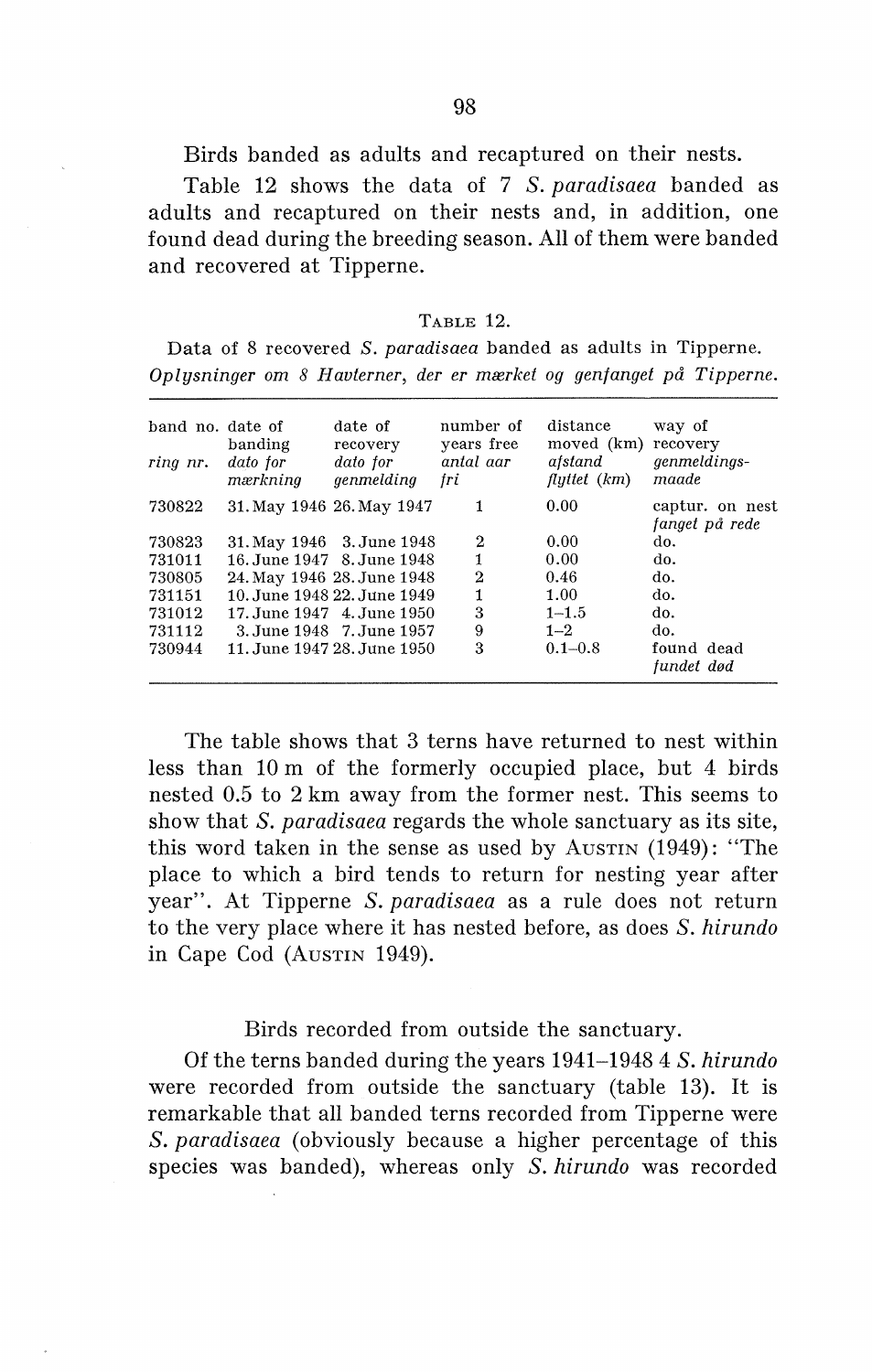Birds banded as adults and recaptured on their nests.

Table 12 shows the data of 7 *S. paradisaea* banded as adults and recaptured on their nests and, in addition, one found dead during the breeding season. All of them were banded and recovered at Tipperne.

TABLE 12.

Data of 8 recovered *S. paradisaea* banded as adults in Tipperne.
*Oplysninger om 8 Havterner, der er mærket og genfanget på Tipperne.*

| band no. *ring nr.* | date of banding *dato for mærkning* | date of recovery *dato for genmelding* | number of years free *antal aar fri* | distance moved (km) *afstand flyttet (km)* | way of recovery *genmeldings-maade* |
|---|---|---|---|---|---|
| 730822 | 31. May 1946 | 26. May 1947 | 1 | 0.00 | captur. on nest *fanget på rede* |
| 730823 | 31. May 1946 | 3. June 1948 | 2 | 0.00 | do. |
| 731011 | 16. June 1947 | 8. June 1948 | 1 | 0.00 | do. |
| 730805 | 24. May 1946 | 28. June 1948 | 2 | 0.46 | do. |
| 731151 | 10. June 1948 | 22. June 1949 | 1 | 1.00 | do. |
| 731012 | 17. June 1947 | 4. June 1950 | 3 | 1–1.5 | do. |
| 731112 | 3. June 1948 | 7. June 1957 | 9 | 1–2 | do. |
| 730944 | 11. June 1947 | 28. June 1950 | 3 | 0.1–0.8 | found dead *fundet død* |

The table shows that 3 terns have returned to nest within less than 10 m of the formerly occupied place, but 4 birds nested 0.5 to 2 km away from the former nest. This seems to show that *S. paradisaea* regards the whole sanctuary as its site, this word taken in the sense as used by AUSTIN (1949): "The place to which a bird tends to return for nesting year after year". At Tipperne *S. paradisaea* as a rule does not return to the very place where it has nested before, as does *S. hirundo* in Cape Cod (AUSTIN 1949).

Birds recorded from outside the sanctuary.

Of the terns banded during the years 1941–1948 4 *S. hirundo* were recorded from outside the sanctuary (table 13). It is remarkable that all banded terns recorded from Tipperne were *S. paradisaea* (obviously because a higher percentage of this species was banded), whereas only *S. hirundo* was recorded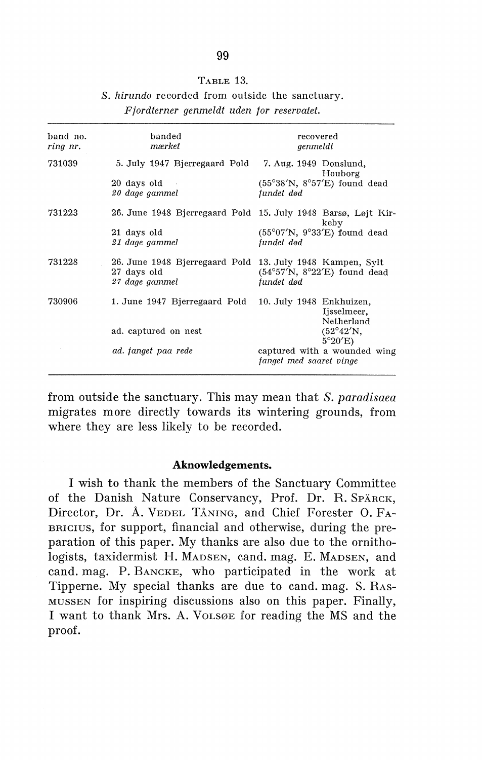TABLE 13.

*S. hirundo* recorded from outside the sanctuary.

*Fjordterner genmeldt uden for reservatet.*

| band no. *ring nr.* | banded *mærket* | recovered *genmeldt* |
|---|---|---|
| 731039 | 5. July 1947 Bjerregaard Pold 20 days old *20 dage gammel* | 7. Aug. 1949 Donslund, Houborg (55°38′N, 8°57′E) found dead *fundet død* |
| 731223 | 26. June 1948 Bjerregaard Pold 21 days old *21 dage gammel* | 15. July 1948 Barsø, Løjt Kirkeby (55°07′N, 9°33′E) found dead *fundet død* |
| 731228 | 26. June 1948 Bjerregaard Pold 27 days old *27 dage gammel* | 13. July 1948 Kampen, Sylt (54°57′N, 8°22′E) found dead *fundet død* |
| 730906 | 1. June 1947 Bjerregaard Pold ad. captured on nest *ad. fanget paa rede* | 10. July 1948 Enkhuizen, Ijsselmeer, Netherland (52°42′N, 5°20′E) captured with a wounded wing *fanget med saaret vinge* |

from outside the sanctuary. This may mean that *S. paradisaea* migrates more directly towards its wintering grounds, from where they are less likely to be recorded.

## Aknowledgements.

I wish to thank the members of the Sanctuary Committee of the Danish Nature Conservancy, Prof. Dr. R. SPÄRCK, Director, Dr. Å. VEDEL TÅNING, and Chief Forester O. FABRICIUS, for support, financial and otherwise, during the preparation of this paper. My thanks are also due to the ornithologists, taxidermist H. MADSEN, cand. mag. E. MADSEN, and cand. mag. P. BANCKE, who participated in the work at Tipperne. My special thanks are due to cand. mag. S. RASMUSSEN for inspiring discussions also on this paper. Finally, I want to thank Mrs. A. VOLSØE for reading the MS and the proof.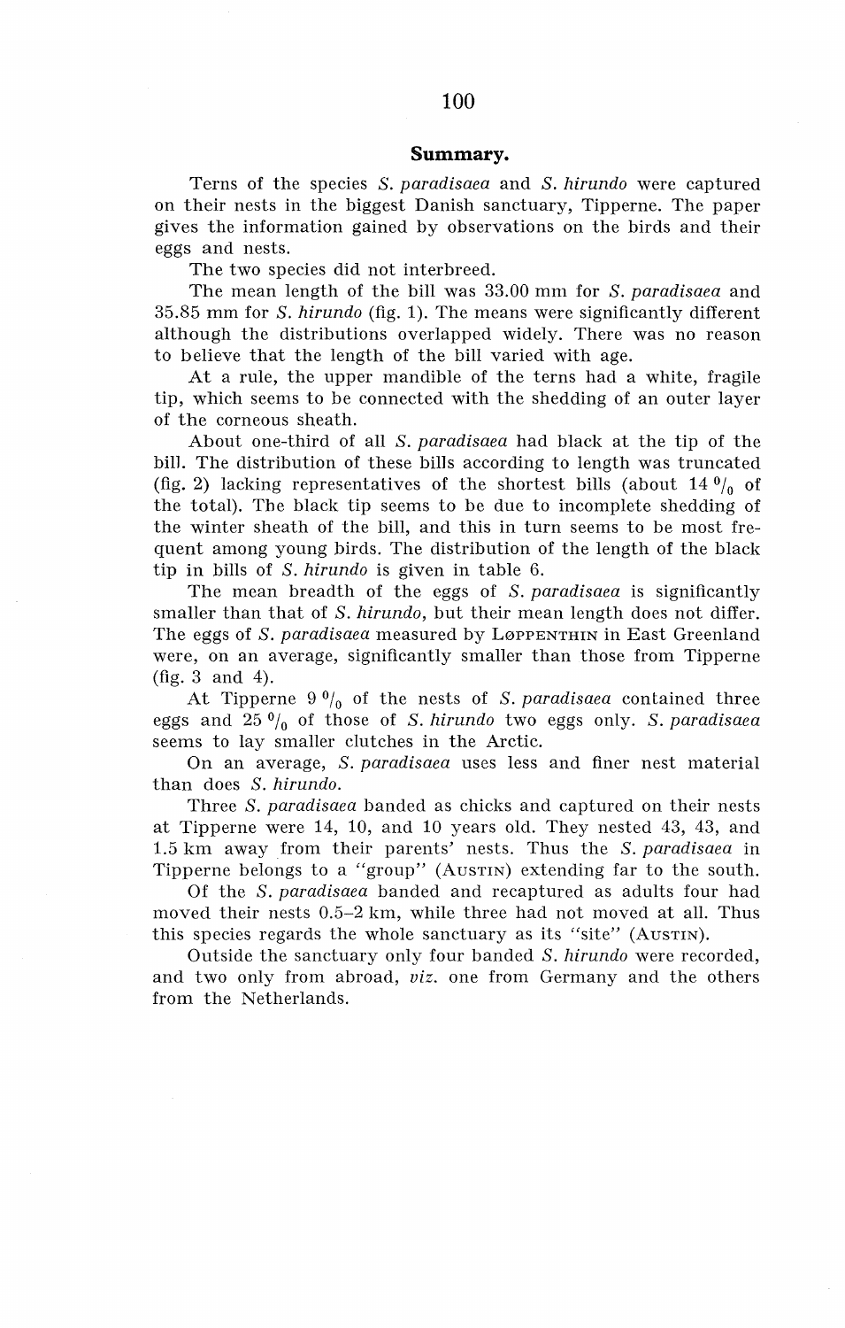## Summary.

Terns of the species *S. paradisaea* and *S. hirundo* were captured on their nests in the biggest Danish sanctuary, Tipperne. The paper gives the information gained by observations on the birds and their eggs and nests.

The two species did not interbreed.

The mean length of the bill was 33.00 mm for *S. paradisaea* and 35.85 mm for *S. hirundo* (fig. 1). The means were significantly different although the distributions overlapped widely. There was no reason to believe that the length of the bill varied with age.

At a rule, the upper mandible of the terns had a white, fragile tip, which seems to be connected with the shedding of an outer layer of the corneous sheath.

About one-third of all *S. paradisaea* had black at the tip of the bill. The distribution of these bills according to length was truncated (fig. 2) lacking representatives of the shortest bills (about 14 % of the total). The black tip seems to be due to incomplete shedding of the winter sheath of the bill, and this in turn seems to be most frequent among young birds. The distribution of the length of the black tip in bills of *S. hirundo* is given in table 6.

The mean breadth of the eggs of *S. paradisaea* is significantly smaller than that of *S. hirundo*, but their mean length does not differ. The eggs of *S. paradisaea* measured by LØPPENTHIN in East Greenland were, on an average, significantly smaller than those from Tipperne (fig. 3 and 4).

At Tipperne 9 % of the nests of *S. paradisaea* contained three eggs and 25 % of those of *S. hirundo* two eggs only. *S. paradisaea* seems to lay smaller clutches in the Arctic.

On an average, *S. paradisaea* uses less and finer nest material than does *S. hirundo*.

Three *S. paradisaea* banded as chicks and captured on their nests at Tipperne were 14, 10, and 10 years old. They nested 43, 43, and 1.5 km away from their parents' nests. Thus the *S. paradisaea* in Tipperne belongs to a "group" (AUSTIN) extending far to the south.

Of the *S. paradisaea* banded and recaptured as adults four had moved their nests 0.5–2 km, while three had not moved at all. Thus this species regards the whole sanctuary as its "site" (AUSTIN).

Outside the sanctuary only four banded *S. hirundo* were recorded, and two only from abroad, *viz.* one from Germany and the others from the Netherlands.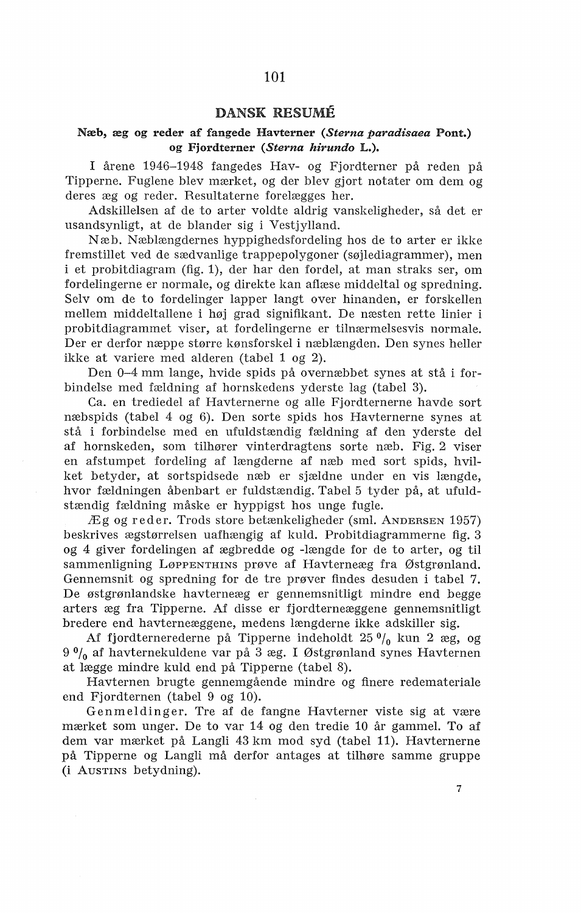## DANSK RESUMÉ

### Næb, æg og reder af fangede Havterner (*Sterna paradisaea* Pont.) og Fjordterner (*Sterna hirundo* L.).

I årene 1946–1948 fangedes Hav- og Fjordterner på reden på Tipperne. Fuglene blev mærket, og der blev gjort notater om dem og deres æg og reder. Resultaterne forelægges her.

Adskillelsen af de to arter voldte aldrig vanskeligheder, så det er usandsynligt, at de blander sig i Vestjylland.

Næb. Næblængdernes hyppighedsfordeling hos de to arter er ikke fremstillet ved de sædvanlige trappepolygoner (søjlediagrammer), men i et probitdiagram (fig. 1), der har den fordel, at man straks ser, om fordelingerne er normale, og direkte kan aflæse middeltal og spredning. Selv om de to fordelinger lapper langt over hinanden, er forskellen mellem middeltallene i høj grad signifikant. De næsten rette linier i probitdiagrammet viser, at fordelingerne er tilnærmelsesvis normale. Der er derfor næppe større kønsforskel i næblængden. Den synes heller ikke at variere med alderen (tabel 1 og 2).

Den 0–4 mm lange, hvide spids på overnæbbet synes at stå i forbindelse med fældning af hornskedens yderste lag (tabel 3).

Ca. en trediedel af Havternerne og alle Fjordternerne havde sort næbspids (tabel 4 og 6). Den sorte spids hos Havternerne synes at stå i forbindelse med en ufuldstændig fældning af den yderste del af hornskeden, som tilhører vinterdragtens sorte næb. Fig. 2 viser en afstumpet fordeling af længderne af næb med sort spids, hvilket betyder, at sortspidsede næb er sjældne under en vis længde, hvor fældningen åbenbart er fuldstændig. Tabel 5 tyder på, at ufuldstændig fældning måske er hyppigst hos unge fugle.

Æg og reder. Trods store betænkeligheder (sml. Andersen 1957) beskrives ægstørrelsen uafhængig af kuld. Probitdiagrammerne fig. 3 og 4 giver fordelingen af ægbredde og -længde for de to arter, og til sammenligning Løppenthins prøve af Havterneæg fra Østgrønland. Gennemsnit og spredning for de tre prøver findes desuden i tabel 7. De østgrønlandske havterneæg er gennemsnitligt mindre end begge arters æg fra Tipperne. Af disse er fjordterneæggene gennemsnitligt bredere end havterneæggene, medens længderne ikke adskiller sig.

Af fjordternerederne på Tipperne indeholdt 25 % kun 2 æg, og 9 % af havternekuldene var på 3 æg. I Østgrønland synes Havternen at lægge mindre kuld end på Tipperne (tabel 8).

Havternen brugte gennemgående mindre og finere redemateriale end Fjordternen (tabel 9 og 10).

Genmeldinger. Tre af de fangne Havterner viste sig at være mærket som unger. De to var 14 og den tredie 10 år gammel. To af dem var mærket på Langli 43 km mod syd (tabel 11). Havternerne på Tipperne og Langli må derfor antages at tilhøre samme gruppe (i Austins betydning).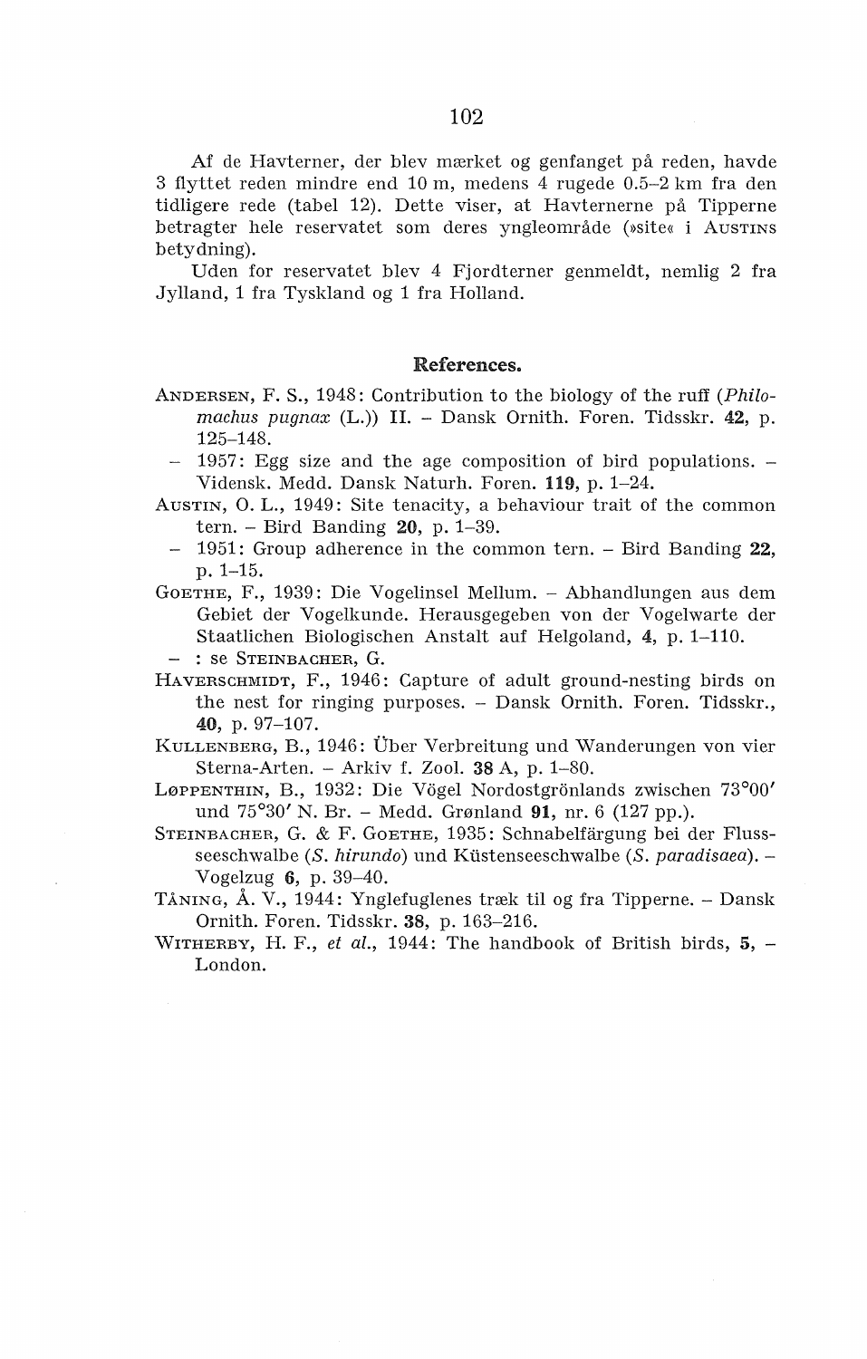Af de Havterner, der blev mærket og genfanget på reden, havde 3 flyttet reden mindre end 10 m, medens 4 rugede 0.5–2 km fra den tidligere rede (tabel 12). Dette viser, at Havternerne på Tipperne betragter hele reservatet som deres yngleområde (»site« i AUSTINS betydning).

Uden for reservatet blev 4 Fjordterner genmeldt, nemlig 2 fra Jylland, 1 fra Tyskland og 1 fra Holland.

## References.

ANDERSEN, F. S., 1948: Contribution to the biology of the ruff (*Philomachus pugnax* (L.)) II. – Dansk Ornith. Foren. Tidsskr. **42**, p. 125–148.

– 1957: Egg size and the age composition of bird populations. – Vidensk. Medd. Dansk Naturh. Foren. **119**, p. 1–24.

AUSTIN, O. L., 1949: Site tenacity, a behaviour trait of the common tern. – Bird Banding **20**, p. 1–39.

– 1951: Group adherence in the common tern. – Bird Banding **22**, p. 1–15.

GOETHE, F., 1939: Die Vogelinsel Mellum. – Abhandlungen aus dem Gebiet der Vogelkunde. Herausgegeben von der Vogelwarte der Staatlichen Biologischen Anstalt auf Helgoland, **4**, p. 1–110.

– : se STEINBACHER, G.

HAVERSCHMIDT, F., 1946: Capture of adult ground-nesting birds on the nest for ringing purposes. – Dansk Ornith. Foren. Tidsskr., **40**, p. 97–107.

KULLENBERG, B., 1946: Über Verbreitung und Wanderungen von vier Sterna-Arten. – Arkiv f. Zool. **38** A, p. 1–80.

LØPPENTHIN, B., 1932: Die Vögel Nordostgrönlands zwischen 73°00′ und 75°30′ N. Br. – Medd. Grønland **91**, nr. 6 (127 pp.).

STEINBACHER, G. & F. GOETHE, 1935: Schnabelfärgung bei der Flussseeschwalbe (*S. hirundo*) und Küstenseeschwalbe (*S. paradisaea*). – Vogelzug **6**, p. 39–40.

TÅNING, Å. V., 1944: Ynglefuglenes træk til og fra Tipperne. – Dansk Ornith. Foren. Tidsskr. **38**, p. 163–216.

WITHERBY, H. F., *et al.*, 1944: The handbook of British birds, **5**, – London.